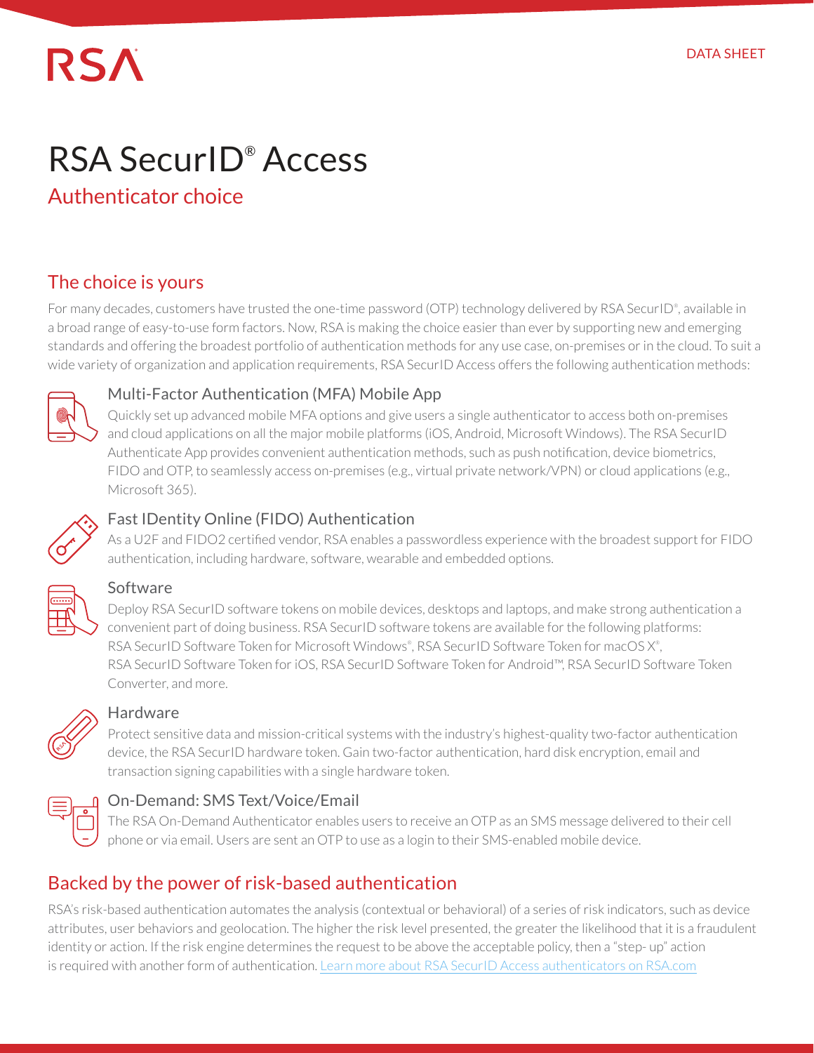RSA

DATA SHEET

# RSA SecurID® Access

## Authenticator choice

## The choice is yours

For many decades, customers have trusted the one-time password (OTP) technology delivered by RSA SecurID®, available in a broad range of easy-to-use form factors. Now, RSA is making the choice easier than ever by supporting new and emerging standards and offering the broadest portfolio of authentication methods for any use case, on-premises or in the cloud. To suit a wide variety of organization and application requirements, RSA SecurID Access offers the following authentication methods:

### Multi-Factor Authentication (MFA) Mobile App

Quickly set up advanced mobile MFA options and give users a single authenticator to access both on-premises and cloud applications on all the major mobile platforms (iOS, Android, Microsoft Windows). The RSA SecurID Authenticate App provides convenient authentication methods, such as push notification, device biometrics, FIDO and OTP, to seamlessly access on-premises (e.g., virtual private network/VPN) or cloud applications (e.g., Microsoft 365).

### Fast IDentity Online (FIDO) Authentication

As a U2F and FIDO2 certified vendor, RSA enables a passwordless experience with the broadest support for FIDO authentication, including hardware, software, wearable and embedded options.

### Software

Deploy RSA SecurID software tokens on mobile devices, desktops and laptops, and make strong authentication a convenient part of doing business. RSA SecurID software tokens are available for the following platforms: RSA SecurID Software Token for Microsoft Windows®, RSA SecurID Software Token for macOS X®, RSA SecurID Software Token for iOS, RSA SecurID Software Token for Android™, RSA SecurID Software Token Converter, and more.

### Hardware

Protect sensitive data and mission-critical systems with the industry's highest-quality two-factor authentication device, the RSA SecurID hardware token. Gain two-factor authentication, hard disk encryption, email and transaction signing capabilities with a single hardware token.

### On-Demand: SMS Text/Voice/Email

The RSA On-Demand Authenticator enables users to receive an OTP as an SMS message delivered to their cell phone or via email. Users are sent an OTP to use as a login to their SMS-enabled mobile device.

## Backed by the power of risk-based authentication

RSA's risk-based authentication automates the analysis (contextual or behavioral) of a series of risk indicators, such as device attributes, user behaviors and geolocation. The higher the risk level presented, the greater the likelihood that it is a fraudulent identity or action. If the risk engine determines the request to be above the acceptable policy, then a "step- up" action is required with another form of authentication. Learn more about RSA SecurID Access authenticators on RSA.com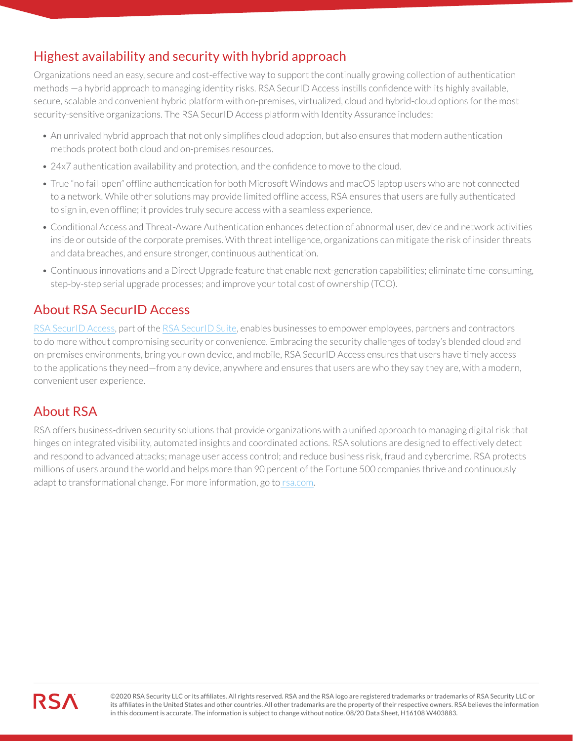## Highest availability and security with hybrid approach

Organizations need an easy, secure and cost-effective way to support the continually growing collection of authentication methods —a hybrid approach to managing identity risks. RSA SecurID Access instills confidence with its highly available, secure, scalable and convenient hybrid platform with on-premises, virtualized, cloud and hybrid-cloud options for the most security-sensitive organizations. The RSA SecurID Access platform with Identity Assurance includes:

- An unrivaled hybrid approach that not only simplifies cloud adoption, but also ensures that modern authentication methods protect both cloud and on-premises resources.
- 24x7 authentication availability and protection, and the confidence to move to the cloud.
- True "no fail-open" offline authentication for both Microsoft Windows and macOS laptop users who are not connected to a network. While other solutions may provide limited offline access, RSA ensures that users are fully authenticated to sign in, even offline; it provides truly secure access with a seamless experience.
- Conditional Access and Threat-Aware Authentication enhances detection of abnormal user, device and network activities inside or outside of the corporate premises. With threat intelligence, organizations can mitigate the risk of insider threats and data breaches, and ensure stronger, continuous authentication.
- Continuous innovations and a Direct Upgrade feature that enable next-generation capabilities; eliminate time-consuming, step-by-step serial upgrade processes; and improve your total cost of ownership (TCO).

## About RSA SecurID Access

RSA SecurID Access, part of the RSA SecurID Suite, enables businesses to empower employees, partners and contractors to do more without compromising security or convenience. Embracing the security challenges of today's blended cloud and on-premises environments, bring your own device, and mobile, RSA SecurID Access ensures that users have timely access to the applications they need—from any device, anywhere and ensures that users are who they say they are, with a modern, convenient user experience.

## About RSA

RSA offers business-driven security solutions that provide organizations with a unified approach to managing digital risk that hinges on integrated visibility, automated insights and coordinated actions. RSA solutions are designed to effectively detect and respond to advanced attacks; manage user access control; and reduce business risk, fraud and cybercrime. RSA protects millions of users around the world and helps more than 90 percent of the Fortune 500 companies thrive and continuously adapt to transformational change. For more information, go to rsa.com.

©2020 RSA Security LLC or its affiliates. All rights reserved. RSA and the RSA logo are registered trademarks or trademarks of RSA Security LLC or its affiliates in the United States and other countries. All other trademarks are the property of their respective owners. RSA believes the information in this document is accurate. The information is subject to change without notice. 08/20 Data Sheet, H16108 W403883.